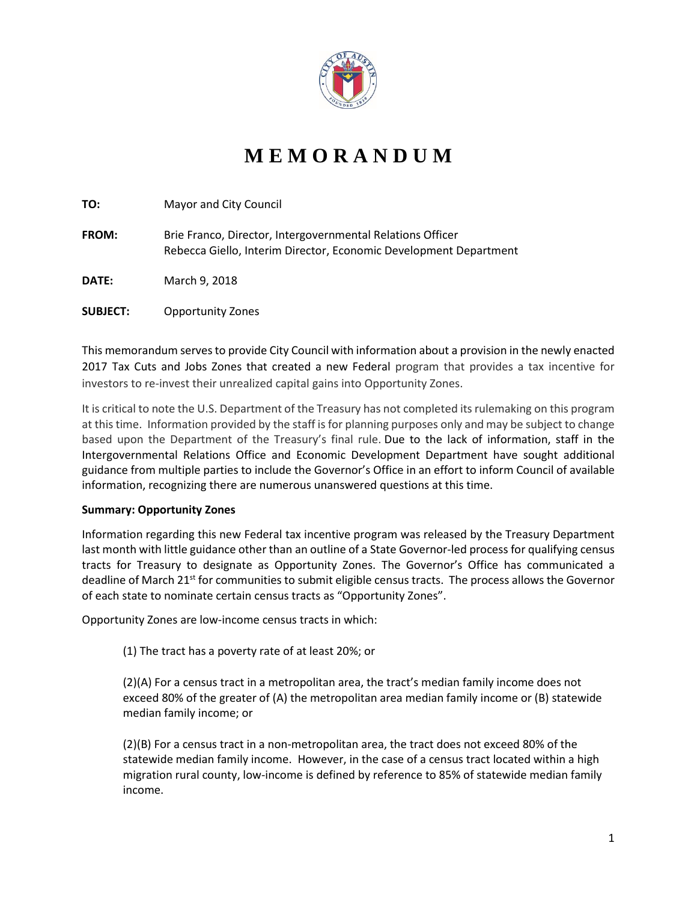# MEMORANDUM

**TO:** Mayor and City Council

**FROM:** Brie Franco, Director, Intergovernmental Relations Officer
Rebecca Giello, Interim Director, Economic Development Department

**DATE:** March 9, 2018

**SUBJECT:** Opportunity Zones

This memorandum serves to provide City Council with information about a provision in the newly enacted 2017 Tax Cuts and Jobs Zones that created a new Federal program that provides a tax incentive for investors to re-invest their unrealized capital gains into Opportunity Zones.

It is critical to note the U.S. Department of the Treasury has not completed its rulemaking on this program at this time. Information provided by the staff is for planning purposes only and may be subject to change based upon the Department of the Treasury's final rule. Due to the lack of information, staff in the Intergovernmental Relations Office and Economic Development Department have sought additional guidance from multiple parties to include the Governor's Office in an effort to inform Council of available information, recognizing there are numerous unanswered questions at this time.

**Summary: Opportunity Zones**

Information regarding this new Federal tax incentive program was released by the Treasury Department last month with little guidance other than an outline of a State Governor-led process for qualifying census tracts for Treasury to designate as Opportunity Zones. The Governor's Office has communicated a deadline of March 21st for communities to submit eligible census tracts. The process allows the Governor of each state to nominate certain census tracts as "Opportunity Zones".

Opportunity Zones are low-income census tracts in which:

(1) The tract has a poverty rate of at least 20%; or

(2)(A) For a census tract in a metropolitan area, the tract's median family income does not exceed 80% of the greater of (A) the metropolitan area median family income or (B) statewide median family income; or

(2)(B) For a census tract in a non-metropolitan area, the tract does not exceed 80% of the statewide median family income. However, in the case of a census tract located within a high migration rural county, low-income is defined by reference to 85% of statewide median family income.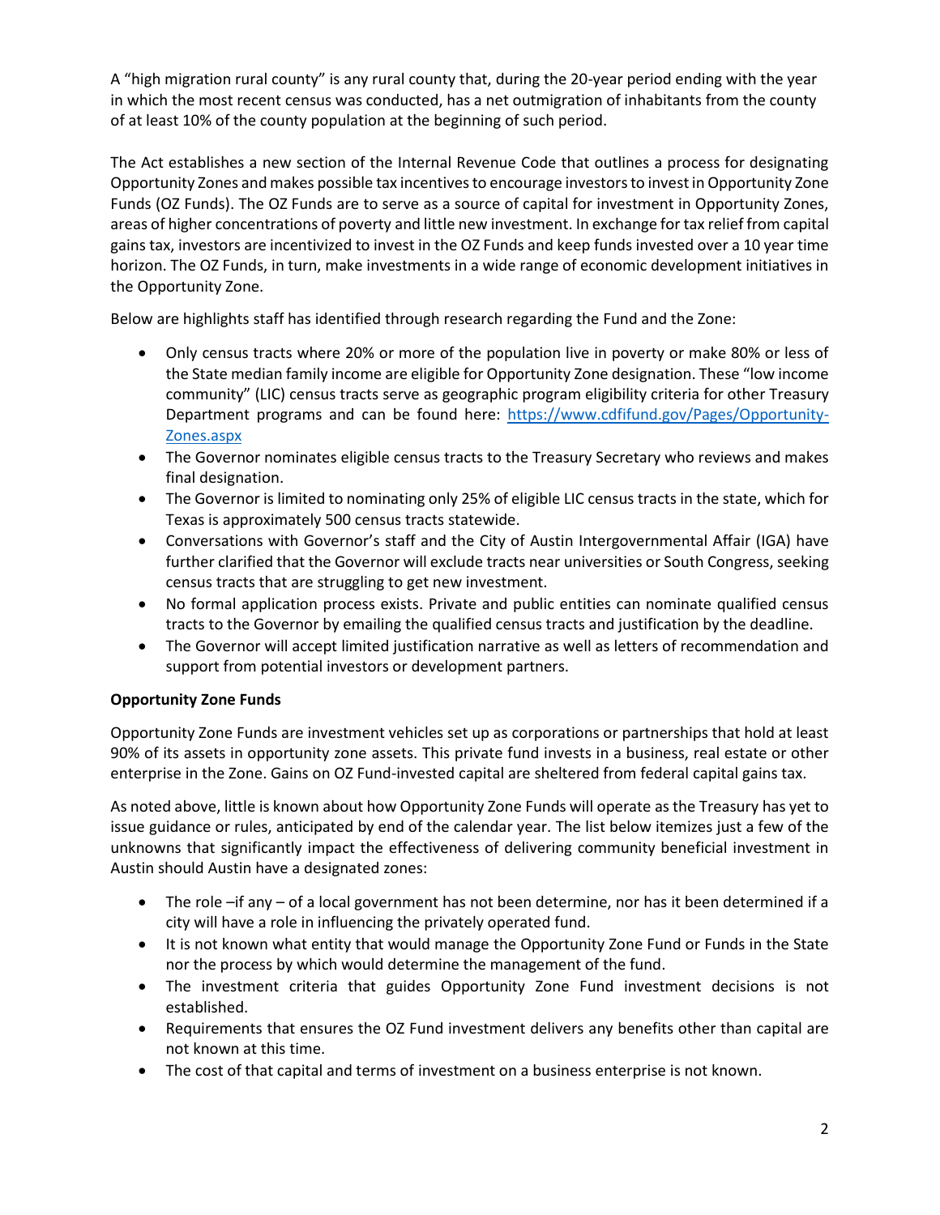A "high migration rural county" is any rural county that, during the 20-year period ending with the year in which the most recent census was conducted, has a net outmigration of inhabitants from the county of at least 10% of the county population at the beginning of such period.

The Act establishes a new section of the Internal Revenue Code that outlines a process for designating Opportunity Zones and makes possible tax incentives to encourage investors to invest in Opportunity Zone Funds (OZ Funds). The OZ Funds are to serve as a source of capital for investment in Opportunity Zones, areas of higher concentrations of poverty and little new investment. In exchange for tax relief from capital gains tax, investors are incentivized to invest in the OZ Funds and keep funds invested over a 10 year time horizon. The OZ Funds, in turn, make investments in a wide range of economic development initiatives in the Opportunity Zone.

Below are highlights staff has identified through research regarding the Fund and the Zone:

- Only census tracts where 20% or more of the population live in poverty or make 80% or less of the State median family income are eligible for Opportunity Zone designation. These "low income community" (LIC) census tracts serve as geographic program eligibility criteria for other Treasury Department programs and can be found here: [https://www.cdfifund.gov/Pages/Opportunity-Zones.aspx](https://www.cdfifund.gov/Pages/Opportunity-Zones.aspx)
- The Governor nominates eligible census tracts to the Treasury Secretary who reviews and makes final designation.
- The Governor is limited to nominating only 25% of eligible LIC census tracts in the state, which for Texas is approximately 500 census tracts statewide.
- Conversations with Governor's staff and the City of Austin Intergovernmental Affair (IGA) have further clarified that the Governor will exclude tracts near universities or South Congress, seeking census tracts that are struggling to get new investment.
- No formal application process exists. Private and public entities can nominate qualified census tracts to the Governor by emailing the qualified census tracts and justification by the deadline.
- The Governor will accept limited justification narrative as well as letters of recommendation and support from potential investors or development partners.

**Opportunity Zone Funds**

Opportunity Zone Funds are investment vehicles set up as corporations or partnerships that hold at least 90% of its assets in opportunity zone assets. This private fund invests in a business, real estate or other enterprise in the Zone. Gains on OZ Fund-invested capital are sheltered from federal capital gains tax.

As noted above, little is known about how Opportunity Zone Funds will operate as the Treasury has yet to issue guidance or rules, anticipated by end of the calendar year. The list below itemizes just a few of the unknowns that significantly impact the effectiveness of delivering community beneficial investment in Austin should Austin have a designated zones:

- The role –if any – of a local government has not been determine, nor has it been determined if a city will have a role in influencing the privately operated fund.
- It is not known what entity that would manage the Opportunity Zone Fund or Funds in the State nor the process by which would determine the management of the fund.
- The investment criteria that guides Opportunity Zone Fund investment decisions is not established.
- Requirements that ensures the OZ Fund investment delivers any benefits other than capital are not known at this time.
- The cost of that capital and terms of investment on a business enterprise is not known.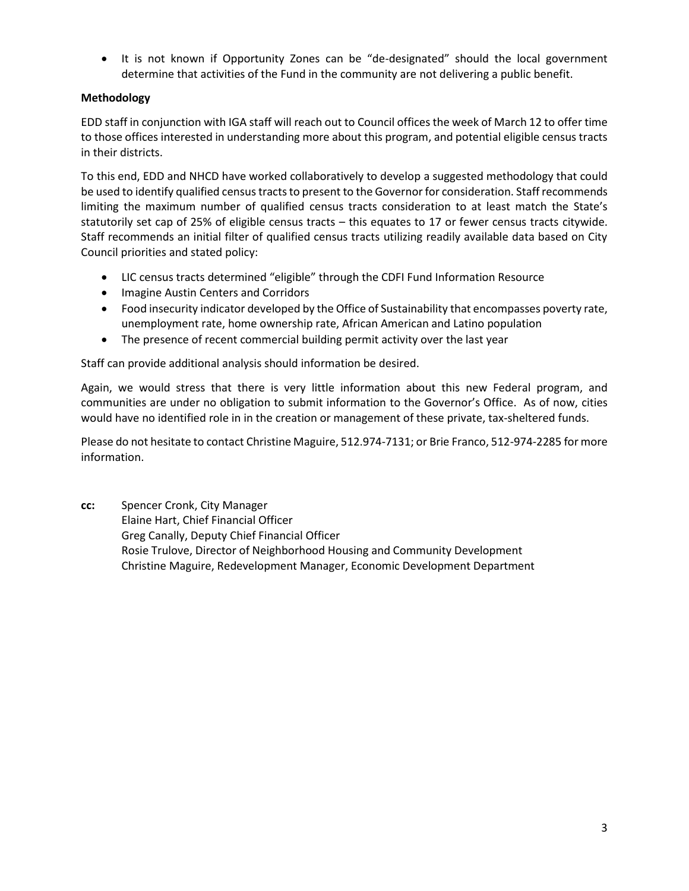- It is not known if Opportunity Zones can be "de-designated" should the local government determine that activities of the Fund in the community are not delivering a public benefit.

**Methodology**

EDD staff in conjunction with IGA staff will reach out to Council offices the week of March 12 to offer time to those offices interested in understanding more about this program, and potential eligible census tracts in their districts.

To this end, EDD and NHCD have worked collaboratively to develop a suggested methodology that could be used to identify qualified census tracts to present to the Governor for consideration. Staff recommends limiting the maximum number of qualified census tracts consideration to at least match the State's statutorily set cap of 25% of eligible census tracts – this equates to 17 or fewer census tracts citywide. Staff recommends an initial filter of qualified census tracts utilizing readily available data based on City Council priorities and stated policy:

- LIC census tracts determined "eligible" through the CDFI Fund Information Resource
- Imagine Austin Centers and Corridors
- Food insecurity indicator developed by the Office of Sustainability that encompasses poverty rate, unemployment rate, home ownership rate, African American and Latino population
- The presence of recent commercial building permit activity over the last year

Staff can provide additional analysis should information be desired.

Again, we would stress that there is very little information about this new Federal program, and communities are under no obligation to submit information to the Governor's Office. As of now, cities would have no identified role in in the creation or management of these private, tax-sheltered funds.

Please do not hesitate to contact Christine Maguire, 512.974-7131; or Brie Franco, 512-974-2285 for more information.

**cc:** Spencer Cronk, City Manager
Elaine Hart, Chief Financial Officer
Greg Canally, Deputy Chief Financial Officer
Rosie Trulove, Director of Neighborhood Housing and Community Development
Christine Maguire, Redevelopment Manager, Economic Development Department